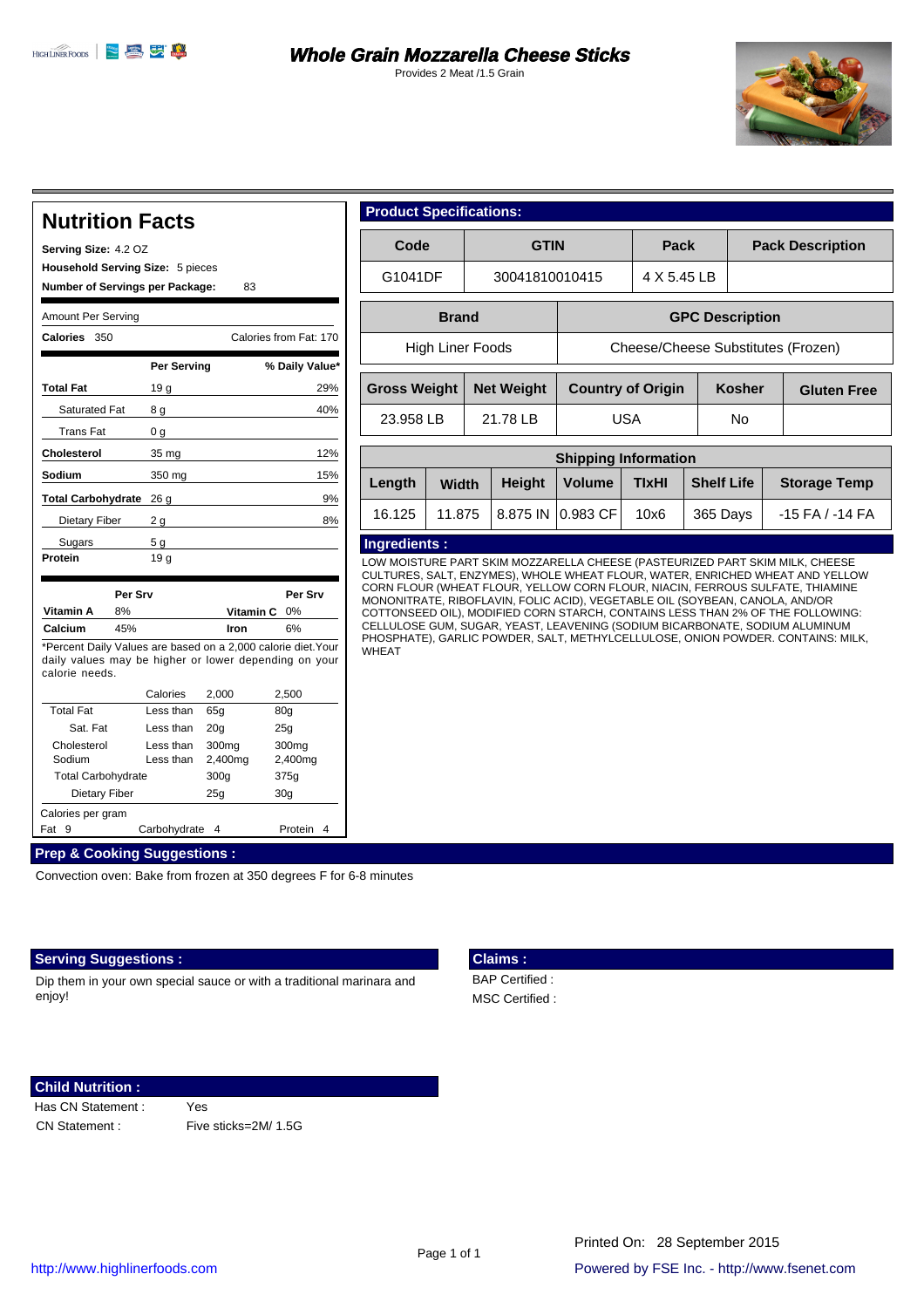# Whole Grain Mozzarella Cheese Sticks

Provides 2 Meat /1.5 Grain

## Nutrition Facts

**Serving Size:** 4.2 OZ
**Household Serving Size:** 5 pieces
**Number of Servings per Package:** 83

Amount Per Serving

**Calories** 350 — Calories from Fat: 170

| | Per Serving | % Daily Value* |
|---|---|---|
| **Total Fat** | 19 g | 29% |
| Saturated Fat | 8 g | 40% |
| Trans Fat | 0 g | |
| **Cholesterol** | 35 mg | 12% |
| **Sodium** | 350 mg | 15% |
| **Total Carbohydrate** | 26 g | 9% |
| Dietary Fiber | 2 g | 8% |
| Sugars | 5 g | |
| **Protein** | 19 g | |

| | Per Srv | | Per Srv |
|---|---|---|---|
| **Vitamin A** | 8% | **Vitamin C** | 0% |
| **Calcium** | 45% | **Iron** | 6% |

*Percent Daily Values are based on a 2,000 calorie diet.Your daily values may be higher or lower depending on your calorie needs.

| | Calories | 2,000 | 2,500 |
|---|---|---|---|
| Total Fat | Less than | 65g | 80g |
| Sat. Fat | Less than | 20g | 25g |
| Cholesterol | Less than | 300mg | 300mg |
| Sodium | Less than | 2,400mg | 2,400mg |
| Total Carbohydrate | | 300g | 375g |
| Dietary Fiber | | 25g | 30g |

Calories per gram
Fat 9 — Carbohydrate 4 — Protein 4

## Product Specifications:

| Code | GTIN | Pack | Pack Description |
|---|---|---|---|
| G1041DF | 30041810010415 | 4 X 5.45 LB | |

| Brand | GPC Description |
|---|---|
| High Liner Foods | Cheese/Cheese Substitutes (Frozen) |

| Gross Weight | Net Weight | Country of Origin | Kosher | Gluten Free |
|---|---|---|---|---|
| 23.958 LB | 21.78 LB | USA | No | |

**Shipping Information**

| Length | Width | Height | Volume | TIxHI | Shelf Life | Storage Temp |
|---|---|---|---|---|---|---|
| 16.125 | 11.875 | 8.875 IN | 0.983 CF | 10x6 | 365 Days | -15 FA / -14 FA |

## Ingredients :

LOW MOISTURE PART SKIM MOZZARELLA CHEESE (PASTEURIZED PART SKIM MILK, CHEESE CULTURES, SALT, ENZYMES), WHOLE WHEAT FLOUR, WATER, ENRICHED WHEAT AND YELLOW CORN FLOUR (WHEAT FLOUR, YELLOW CORN FLOUR, NIACIN, FERROUS SULFATE, THIAMINE MONONITRATE, RIBOFLAVIN, FOLIC ACID), VEGETABLE OIL (SOYBEAN, CANOLA, AND/OR COTTONSEED OIL), MODIFIED CORN STARCH, CONTAINS LESS THAN 2% OF THE FOLLOWING: CELLULOSE GUM, SUGAR, YEAST, LEAVENING (SODIUM BICARBONATE, SODIUM ALUMINUM PHOSPHATE), GARLIC POWDER, SALT, METHYLCELLULOSE, ONION POWDER. CONTAINS: MILK, WHEAT

## Prep & Cooking Suggestions :

Convection oven: Bake from frozen at 350 degrees F for 6-8 minutes

## Serving Suggestions :

Dip them in your own special sauce or with a traditional marinara and enjoy!

## Claims :

BAP Certified :
MSC Certified :

## Child Nutrition :

Has CN Statement : Yes
CN Statement : Five sticks=2M/ 1.5G

Printed On: 28 September 2015

http://www.highlinerfoods.com

Powered by FSE Inc. - http://www.fsenet.com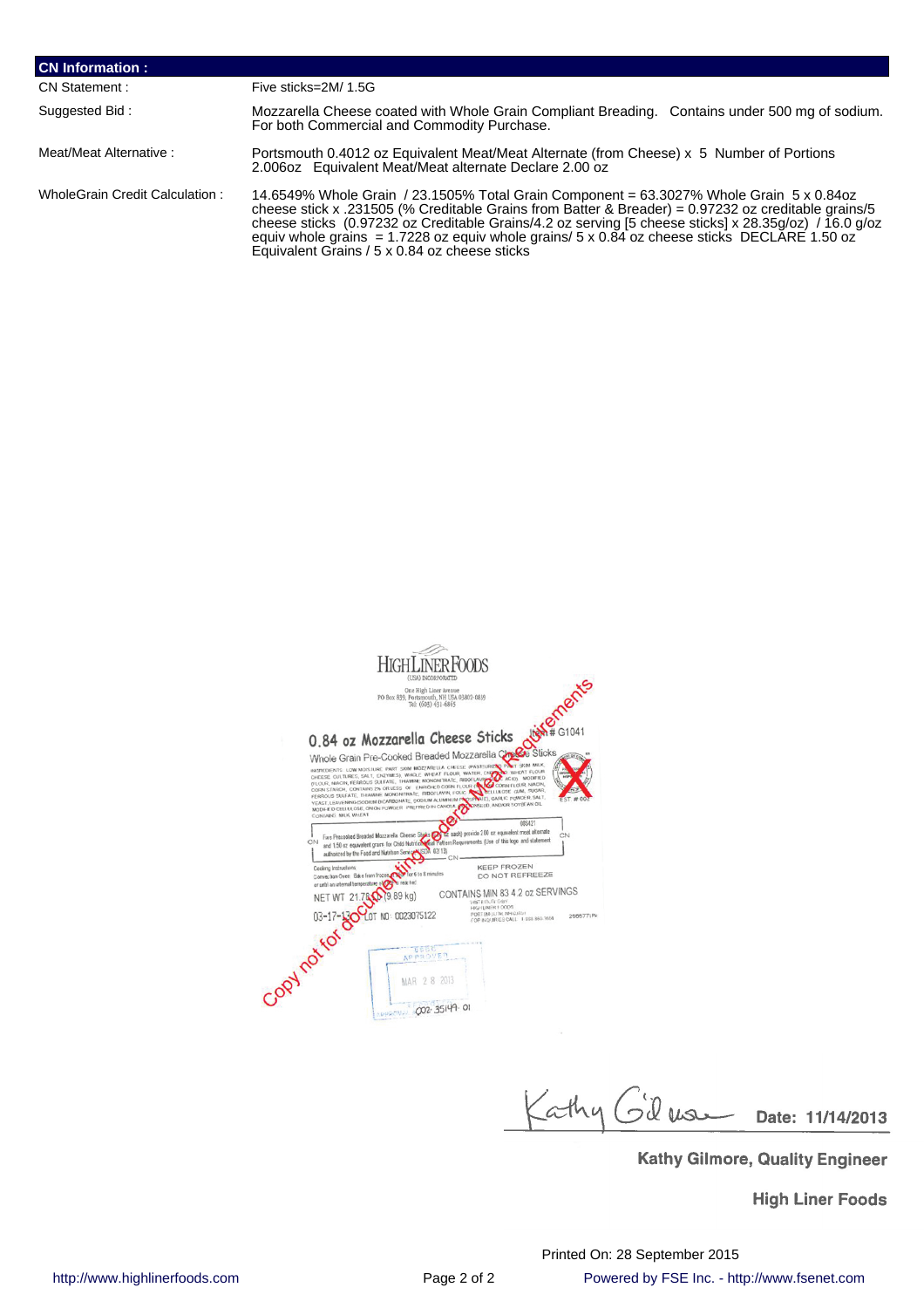## CN Information :

| | |
|---|---|
| CN Statement : | Five sticks=2M/ 1.5G |
| Suggested Bid : | Mozzarella Cheese coated with Whole Grain Compliant Breading. Contains under 500 mg of sodium. For both Commercial and Commodity Purchase. |
| Meat/Meat Alternative : | Portsmouth 0.4012 oz Equivalent Meat/Meat Alternate (from Cheese) x 5 Number of Portions 2.006oz Equivalent Meat/Meat alternate Declare 2.00 oz |
| WholeGrain Credit Calculation : | 14.6549% Whole Grain / 23.1505% Total Grain Component = 63.3027% Whole Grain 5 x 0.84oz cheese stick x .231505 (% Creditable Grains from Batter & Breader) = 0.97232 oz creditable grains/5 cheese sticks (0.97232 oz Creditable Grains/4.2 oz serving [5 cheese sticks] x 28.35g/oz) / 16.0 g/oz equiv whole grains = 1.7228 oz equiv whole grains/ 5 x 0.84 oz cheese sticks DECLARE 1.50 oz Equivalent Grains / 5 x 0.84 oz cheese sticks |

HIGHLINER FOODS
(USA) INCORPORATED
One High Liner Avenue
PO Box 839, Portsmouth, NH USA 03802-0839
Tel: (603) 431-6865

0.84 oz Mozzarella Cheese Sticks — Item # G1041

Whole Grain Pre-Cooked Breaded Mozzarella Cheese Sticks

INGREDIENTS: LOW MOISTURE PART SKIM MOZZARELLA CHEESE (PASTEURIZED PART SKIM MILK, CHEESE CULTURES, SALT, ENZYMES), WHOLE WHEAT FLOUR, WATER, ENRICHED WHEAT FLOUR (FLOUR, NIACIN, FERROUS SULFATE, THIAMINE MONONITRATE, RIBOFLAVIN, FOLIC ACID), MODIFIED CORN STARCH, CONTAINS 2% OR LESS OF: ENRICHED CORN FLOUR (CORN FLOUR, NIACIN, FERROUS SULFATE, THIAMINE MONONITRATE, RIBOFLAVIN, FOLIC ACID), CELLULOSE GUM, SUGAR, YEAST, LEAVENING (SODIUM BICARBONATE, SODIUM ALUMINUM PHOSPHATE), GARLIC POWDER, SALT, MODIFIED CELLULOSE, ONION POWDER. PREFRIED IN CANOLA, COTTONSEED, AND/OR SOYBEAN OIL. CONTAINS: MILK, WHEAT

EST. # 002

CN 086421
Five Precooked Breaded Mozzarella Cheese Sticks (0.84 oz each) provide 2.00 oz equivalent meat alternate and 1.50 oz equivalent grains for Child Nutrition Meal Pattern Requirements. (Use of this logo and statement authorized by the Food and Nutrition Service, USDA 02-13) CN

Cooking Instructions:
Convection Oven: Bake from frozen at 375°F for 6 to 8 minutes or until an internal temperature of 160°F is reached

KEEP FROZEN
DO NOT REFREEZE

NET WT 21.78 LB (9.89 kg)

CONTAINS MIN 83 4.2 oz SERVINGS

03-17-13 LOT NO: 0023075122

DISTRIBUTED BY: HIGH LINER FOODS PORTSMOUTH, NH 03801
FOR INQUIRIES CALL: 1-800-860-1604

USDA APPROVED
MAR 28 2013
002-35149-01

Copy not for documenting Federal Meal Requirements

Kathy Gilmore — Date: 11/14/2013

**Kathy Gilmore, Quality Engineer**

**High Liner Foods**

Printed On: 28 September 2015

http://www.highlinerfoods.com

Powered by FSE Inc. - http://www.fsenet.com